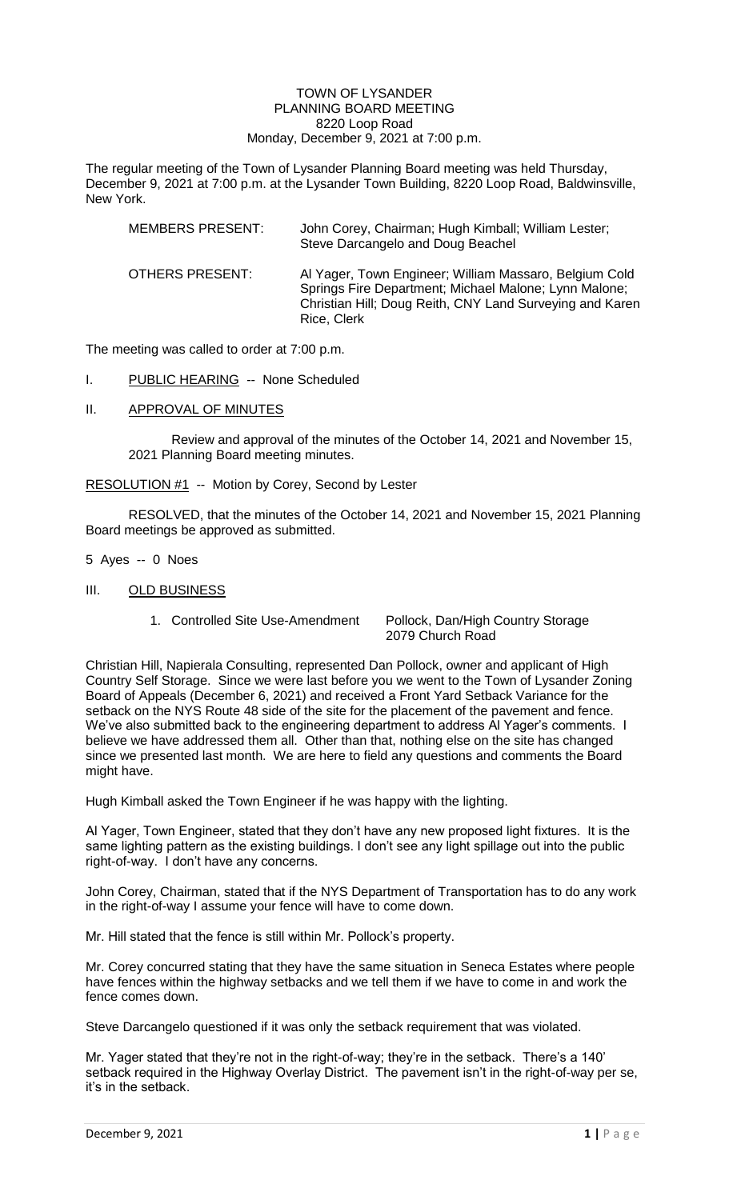# TOWN OF LYSANDER
## PLANNING BOARD MEETING
8220 Loop Road
Monday, December 9, 2021 at 7:00 p.m.

The regular meeting of the Town of Lysander Planning Board meeting was held Thursday, December 9, 2021 at 7:00 p.m. at the Lysander Town Building, 8220 Loop Road, Baldwinsville, New York.

| | |
|---|---|
| MEMBERS PRESENT: | John Corey, Chairman; Hugh Kimball; William Lester; Steve Darcangelo and Doug Beachel |
| OTHERS PRESENT: | Al Yager, Town Engineer; William Massaro, Belgium Cold Springs Fire Department; Michael Malone; Lynn Malone; Christian Hill; Doug Reith, CNY Land Surveying and Karen Rice, Clerk |

The meeting was called to order at 7:00 p.m.

I. PUBLIC HEARING -- None Scheduled

II. APPROVAL OF MINUTES

Review and approval of the minutes of the October 14, 2021 and November 15, 2021 Planning Board meeting minutes.

RESOLUTION #1 -- Motion by Corey, Second by Lester

RESOLVED, that the minutes of the October 14, 2021 and November 15, 2021 Planning Board meetings be approved as submitted.

5 Ayes -- 0 Noes

III. OLD BUSINESS

1. Controlled Site Use-Amendment — Pollock, Dan/High Country Storage, 2079 Church Road

Christian Hill, Napierala Consulting, represented Dan Pollock, owner and applicant of High Country Self Storage. Since we were last before you we went to the Town of Lysander Zoning Board of Appeals (December 6, 2021) and received a Front Yard Setback Variance for the setback on the NYS Route 48 side of the site for the placement of the pavement and fence. We've also submitted back to the engineering department to address Al Yager's comments. I believe we have addressed them all. Other than that, nothing else on the site has changed since we presented last month. We are here to field any questions and comments the Board might have.

Hugh Kimball asked the Town Engineer if he was happy with the lighting.

Al Yager, Town Engineer, stated that they don't have any new proposed light fixtures. It is the same lighting pattern as the existing buildings. I don't see any light spillage out into the public right-of-way. I don't have any concerns.

John Corey, Chairman, stated that if the NYS Department of Transportation has to do any work in the right-of-way I assume your fence will have to come down.

Mr. Hill stated that the fence is still within Mr. Pollock's property.

Mr. Corey concurred stating that they have the same situation in Seneca Estates where people have fences within the highway setbacks and we tell them if we have to come in and work the fence comes down.

Steve Darcangelo questioned if it was only the setback requirement that was violated.

Mr. Yager stated that they're not in the right-of-way; they're in the setback. There's a 140' setback required in the Highway Overlay District. The pavement isn't in the right-of-way per se, it's in the setback.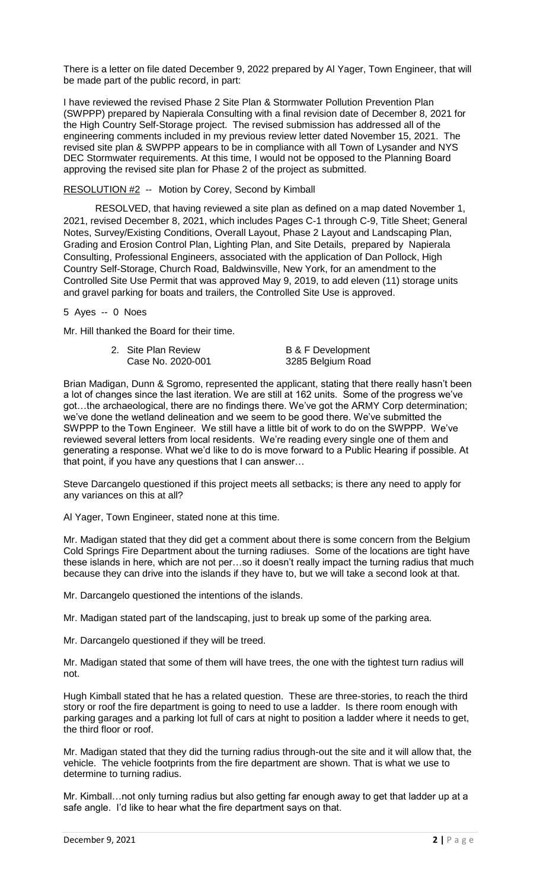There is a letter on file dated December 9, 2022 prepared by Al Yager, Town Engineer, that will be made part of the public record, in part:

I have reviewed the revised Phase 2 Site Plan & Stormwater Pollution Prevention Plan (SWPPP) prepared by Napierala Consulting with a final revision date of December 8, 2021 for the High Country Self-Storage project. The revised submission has addressed all of the engineering comments included in my previous review letter dated November 15, 2021. The revised site plan & SWPPP appears to be in compliance with all Town of Lysander and NYS DEC Stormwater requirements. At this time, I would not be opposed to the Planning Board approving the revised site plan for Phase 2 of the project as submitted.

RESOLUTION #2 -- Motion by Corey, Second by Kimball

RESOLVED, that having reviewed a site plan as defined on a map dated November 1, 2021, revised December 8, 2021, which includes Pages C-1 through C-9, Title Sheet; General Notes, Survey/Existing Conditions, Overall Layout, Phase 2 Layout and Landscaping Plan, Grading and Erosion Control Plan, Lighting Plan, and Site Details, prepared by Napierala Consulting, Professional Engineers, associated with the application of Dan Pollock, High Country Self-Storage, Church Road, Baldwinsville, New York, for an amendment to the Controlled Site Use Permit that was approved May 9, 2019, to add eleven (11) storage units and gravel parking for boats and trailers, the Controlled Site Use is approved.

5 Ayes -- 0 Noes

Mr. Hill thanked the Board for their time.

2. Site Plan Review — B & F Development
   Case No. 2020-001 — 3285 Belgium Road

Brian Madigan, Dunn & Sgromo, represented the applicant, stating that there really hasn't been a lot of changes since the last iteration. We are still at 162 units. Some of the progress we've got…the archaeological, there are no findings there. We've got the ARMY Corp determination; we've done the wetland delineation and we seem to be good there. We've submitted the SWPPP to the Town Engineer. We still have a little bit of work to do on the SWPPP. We've reviewed several letters from local residents. We're reading every single one of them and generating a response. What we'd like to do is move forward to a Public Hearing if possible. At that point, if you have any questions that I can answer…

Steve Darcangelo questioned if this project meets all setbacks; is there any need to apply for any variances on this at all?

Al Yager, Town Engineer, stated none at this time.

Mr. Madigan stated that they did get a comment about there is some concern from the Belgium Cold Springs Fire Department about the turning radiuses. Some of the locations are tight have these islands in here, which are not per…so it doesn't really impact the turning radius that much because they can drive into the islands if they have to, but we will take a second look at that.

Mr. Darcangelo questioned the intentions of the islands.

Mr. Madigan stated part of the landscaping, just to break up some of the parking area.

Mr. Darcangelo questioned if they will be treed.

Mr. Madigan stated that some of them will have trees, the one with the tightest turn radius will not.

Hugh Kimball stated that he has a related question. These are three-stories, to reach the third story or roof the fire department is going to need to use a ladder. Is there room enough with parking garages and a parking lot full of cars at night to position a ladder where it needs to get, the third floor or roof.

Mr. Madigan stated that they did the turning radius through-out the site and it will allow that, the vehicle. The vehicle footprints from the fire department are shown. That is what we use to determine to turning radius.

Mr. Kimball…not only turning radius but also getting far enough away to get that ladder up at a safe angle. I'd like to hear what the fire department says on that.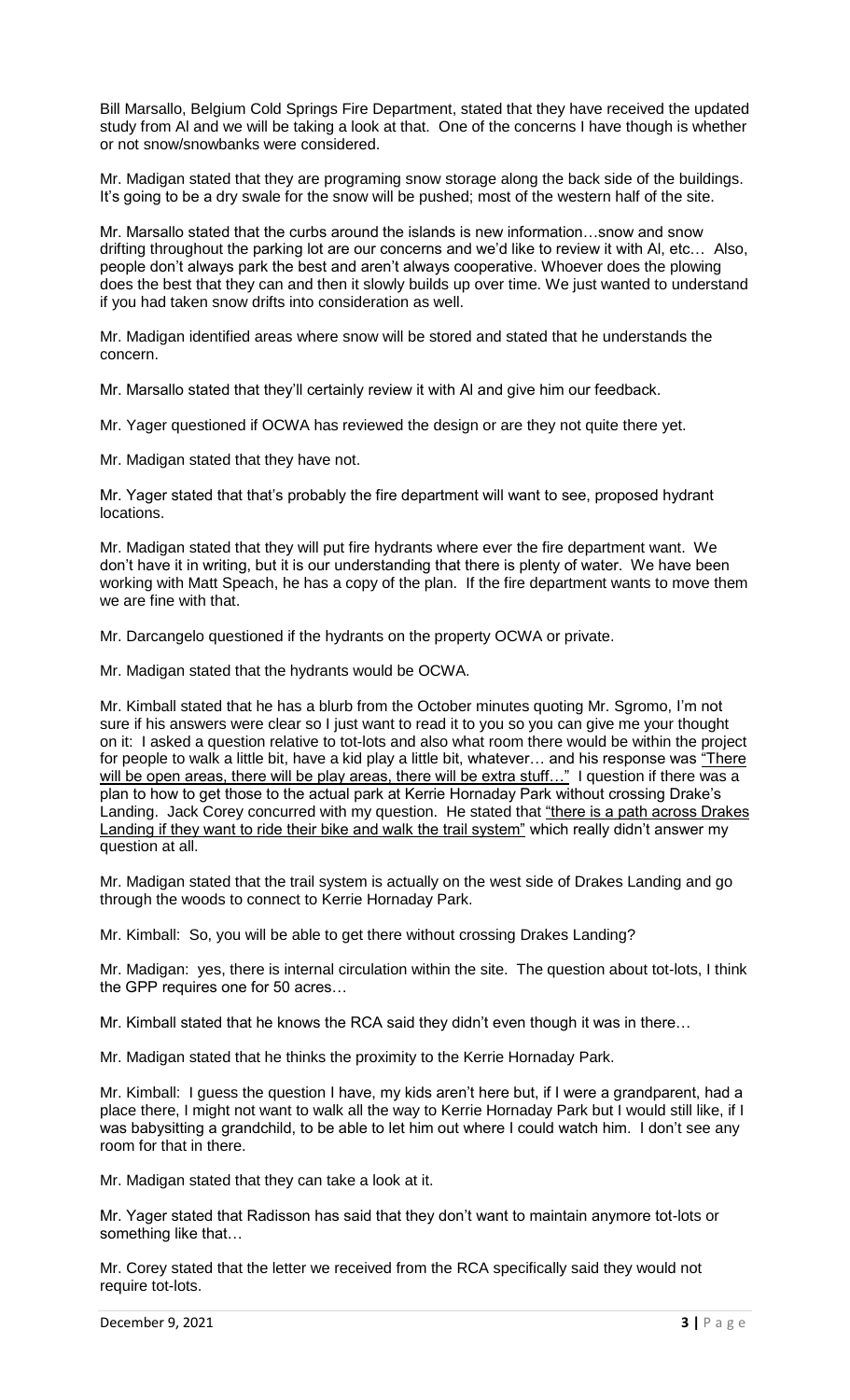Bill Marsallo, Belgium Cold Springs Fire Department, stated that they have received the updated study from Al and we will be taking a look at that. One of the concerns I have though is whether or not snow/snowbanks were considered.

Mr. Madigan stated that they are programing snow storage along the back side of the buildings. It's going to be a dry swale for the snow will be pushed; most of the western half of the site.

Mr. Marsallo stated that the curbs around the islands is new information…snow and snow drifting throughout the parking lot are our concerns and we'd like to review it with Al, etc… Also, people don't always park the best and aren't always cooperative. Whoever does the plowing does the best that they can and then it slowly builds up over time. We just wanted to understand if you had taken snow drifts into consideration as well.

Mr. Madigan identified areas where snow will be stored and stated that he understands the concern.

Mr. Marsallo stated that they'll certainly review it with Al and give him our feedback.

Mr. Yager questioned if OCWA has reviewed the design or are they not quite there yet.

Mr. Madigan stated that they have not.

Mr. Yager stated that that's probably the fire department will want to see, proposed hydrant locations.

Mr. Madigan stated that they will put fire hydrants where ever the fire department want. We don't have it in writing, but it is our understanding that there is plenty of water. We have been working with Matt Speach, he has a copy of the plan. If the fire department wants to move them we are fine with that.

Mr. Darcangelo questioned if the hydrants on the property OCWA or private.

Mr. Madigan stated that the hydrants would be OCWA.

Mr. Kimball stated that he has a blurb from the October minutes quoting Mr. Sgromo, I'm not sure if his answers were clear so I just want to read it to you so you can give me your thought on it: I asked a question relative to tot-lots and also what room there would be within the project for people to walk a little bit, have a kid play a little bit, whatever… and his response was <u>"There will be open areas, there will be play areas, there will be extra stuff…"</u> I question if there was a plan to how to get those to the actual park at Kerrie Hornaday Park without crossing Drake's Landing. Jack Corey concurred with my question. He stated that <u>"there is a path across Drakes Landing if they want to ride their bike and walk the trail system"</u> which really didn't answer my question at all.

Mr. Madigan stated that the trail system is actually on the west side of Drakes Landing and go through the woods to connect to Kerrie Hornaday Park.

Mr. Kimball: So, you will be able to get there without crossing Drakes Landing?

Mr. Madigan: yes, there is internal circulation within the site. The question about tot-lots, I think the GPP requires one for 50 acres…

Mr. Kimball stated that he knows the RCA said they didn't even though it was in there…

Mr. Madigan stated that he thinks the proximity to the Kerrie Hornaday Park.

Mr. Kimball: I guess the question I have, my kids aren't here but, if I were a grandparent, had a place there, I might not want to walk all the way to Kerrie Hornaday Park but I would still like, if I was babysitting a grandchild, to be able to let him out where I could watch him. I don't see any room for that in there.

Mr. Madigan stated that they can take a look at it.

Mr. Yager stated that Radisson has said that they don't want to maintain anymore tot-lots or something like that…

Mr. Corey stated that the letter we received from the RCA specifically said they would not require tot-lots.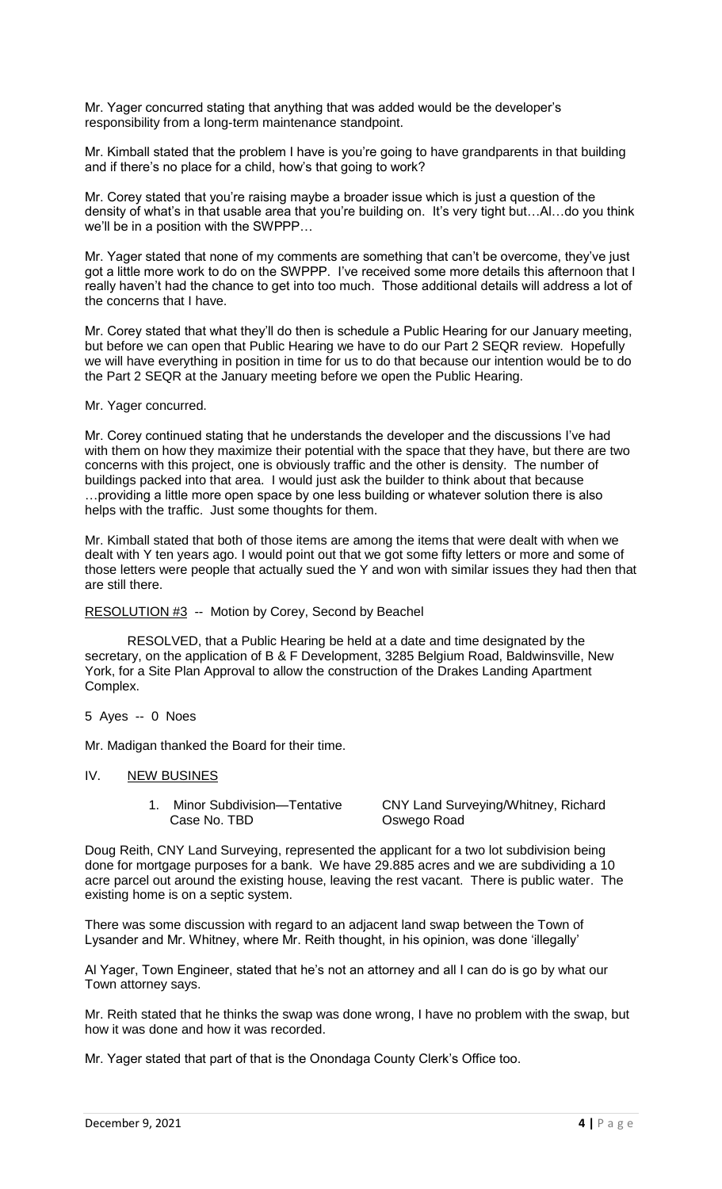Mr. Yager concurred stating that anything that was added would be the developer's responsibility from a long-term maintenance standpoint.

Mr. Kimball stated that the problem I have is you're going to have grandparents in that building and if there's no place for a child, how's that going to work?

Mr. Corey stated that you're raising maybe a broader issue which is just a question of the density of what's in that usable area that you're building on. It's very tight but…Al…do you think we'll be in a position with the SWPPP…

Mr. Yager stated that none of my comments are something that can't be overcome, they've just got a little more work to do on the SWPPP. I've received some more details this afternoon that I really haven't had the chance to get into too much. Those additional details will address a lot of the concerns that I have.

Mr. Corey stated that what they'll do then is schedule a Public Hearing for our January meeting, but before we can open that Public Hearing we have to do our Part 2 SEQR review. Hopefully we will have everything in position in time for us to do that because our intention would be to do the Part 2 SEQR at the January meeting before we open the Public Hearing.

Mr. Yager concurred.

Mr. Corey continued stating that he understands the developer and the discussions I've had with them on how they maximize their potential with the space that they have, but there are two concerns with this project, one is obviously traffic and the other is density. The number of buildings packed into that area. I would just ask the builder to think about that because …providing a little more open space by one less building or whatever solution there is also helps with the traffic. Just some thoughts for them.

Mr. Kimball stated that both of those items are among the items that were dealt with when we dealt with Y ten years ago. I would point out that we got some fifty letters or more and some of those letters were people that actually sued the Y and won with similar issues they had then that are still there.

RESOLUTION #3 -- Motion by Corey, Second by Beachel

RESOLVED, that a Public Hearing be held at a date and time designated by the secretary, on the application of B & F Development, 3285 Belgium Road, Baldwinsville, New York, for a Site Plan Approval to allow the construction of the Drakes Landing Apartment Complex.

5 Ayes -- 0 Noes

Mr. Madigan thanked the Board for their time.

## IV. NEW BUSINES

1. Minor Subdivision—Tentative — CNY Land Surveying/Whitney, Richard
   Case No. TBD — Oswego Road

Doug Reith, CNY Land Surveying, represented the applicant for a two lot subdivision being done for mortgage purposes for a bank. We have 29.885 acres and we are subdividing a 10 acre parcel out around the existing house, leaving the rest vacant. There is public water. The existing home is on a septic system.

There was some discussion with regard to an adjacent land swap between the Town of Lysander and Mr. Whitney, where Mr. Reith thought, in his opinion, was done 'illegally'

Al Yager, Town Engineer, stated that he's not an attorney and all I can do is go by what our Town attorney says.

Mr. Reith stated that he thinks the swap was done wrong, I have no problem with the swap, but how it was done and how it was recorded.

Mr. Yager stated that part of that is the Onondaga County Clerk's Office too.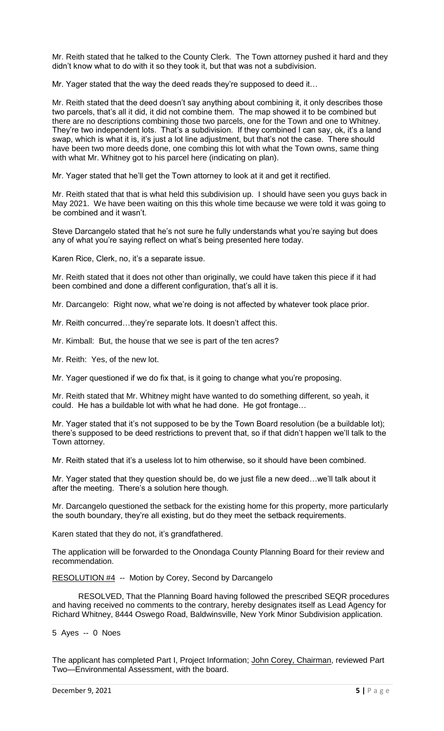Mr. Reith stated that he talked to the County Clerk. The Town attorney pushed it hard and they didn't know what to do with it so they took it, but that was not a subdivision.

Mr. Yager stated that the way the deed reads they're supposed to deed it…

Mr. Reith stated that the deed doesn't say anything about combining it, it only describes those two parcels, that's all it did, it did not combine them. The map showed it to be combined but there are no descriptions combining those two parcels, one for the Town and one to Whitney. They're two independent lots. That's a subdivision. If they combined I can say, ok, it's a land swap, which is what it is, it's just a lot line adjustment, but that's not the case. There should have been two more deeds done, one combing this lot with what the Town owns, same thing with what Mr. Whitney got to his parcel here (indicating on plan).

Mr. Yager stated that he'll get the Town attorney to look at it and get it rectified.

Mr. Reith stated that that is what held this subdivision up. I should have seen you guys back in May 2021. We have been waiting on this this whole time because we were told it was going to be combined and it wasn't.

Steve Darcangelo stated that he's not sure he fully understands what you're saying but does any of what you're saying reflect on what's being presented here today.

Karen Rice, Clerk, no, it's a separate issue.

Mr. Reith stated that it does not other than originally, we could have taken this piece if it had been combined and done a different configuration, that's all it is.

Mr. Darcangelo: Right now, what we're doing is not affected by whatever took place prior.

Mr. Reith concurred…they're separate lots. It doesn't affect this.

Mr. Kimball: But, the house that we see is part of the ten acres?

Mr. Reith: Yes, of the new lot.

Mr. Yager questioned if we do fix that, is it going to change what you're proposing.

Mr. Reith stated that Mr. Whitney might have wanted to do something different, so yeah, it could. He has a buildable lot with what he had done. He got frontage…

Mr. Yager stated that it's not supposed to be by the Town Board resolution (be a buildable lot); there's supposed to be deed restrictions to prevent that, so if that didn't happen we'll talk to the Town attorney.

Mr. Reith stated that it's a useless lot to him otherwise, so it should have been combined.

Mr. Yager stated that they question should be, do we just file a new deed…we'll talk about it after the meeting. There's a solution here though.

Mr. Darcangelo questioned the setback for the existing home for this property, more particularly the south boundary, they're all existing, but do they meet the setback requirements.

Karen stated that they do not, it's grandfathered.

The application will be forwarded to the Onondaga County Planning Board for their review and recommendation.

RESOLUTION #4 -- Motion by Corey, Second by Darcangelo

RESOLVED, That the Planning Board having followed the prescribed SEQR procedures and having received no comments to the contrary, hereby designates itself as Lead Agency for Richard Whitney, 8444 Oswego Road, Baldwinsville, New York Minor Subdivision application.

5 Ayes -- 0 Noes

The applicant has completed Part I, Project Information; John Corey, Chairman, reviewed Part Two—Environmental Assessment, with the board.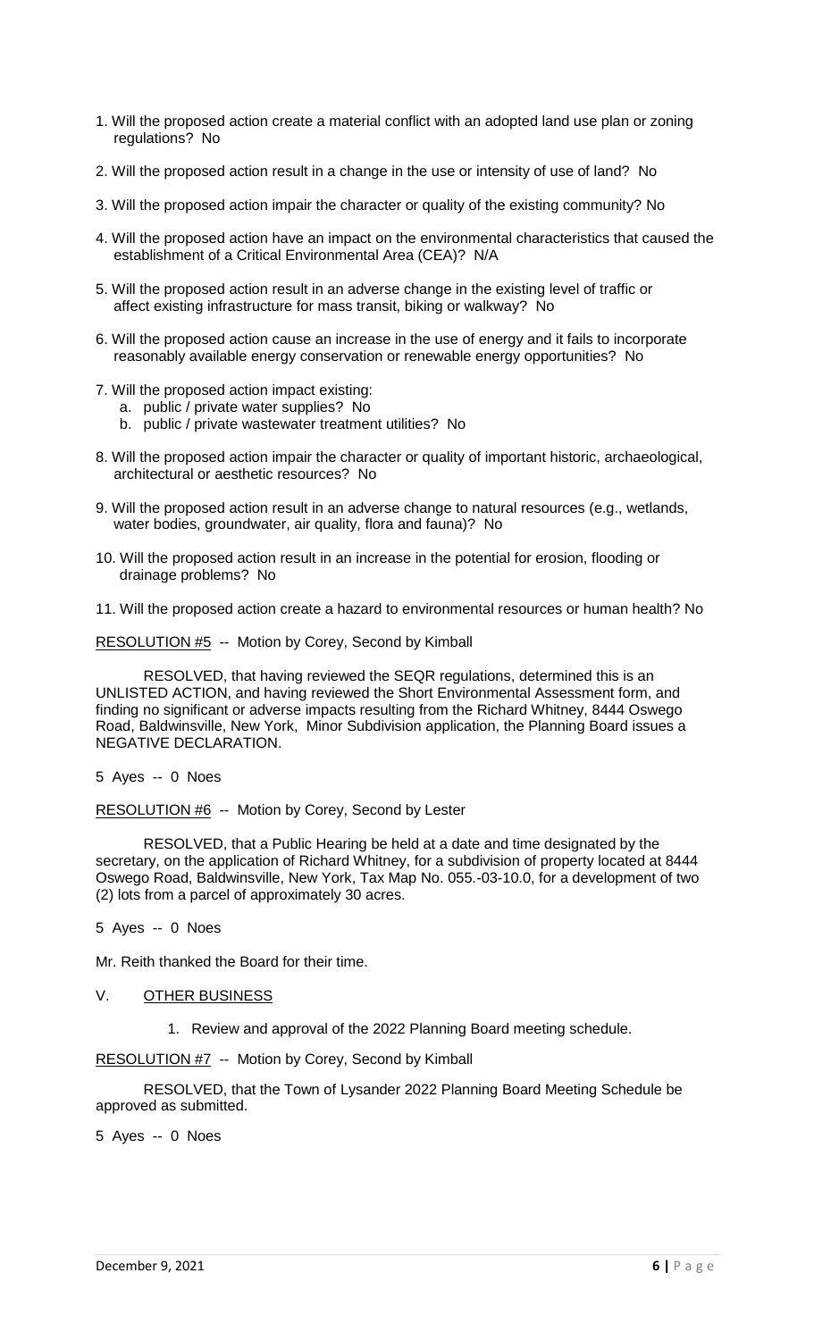1. Will the proposed action create a material conflict with an adopted land use plan or zoning regulations? No

2. Will the proposed action result in a change in the use or intensity of use of land? No

3. Will the proposed action impair the character or quality of the existing community? No

4. Will the proposed action have an impact on the environmental characteristics that caused the establishment of a Critical Environmental Area (CEA)? N/A

5. Will the proposed action result in an adverse change in the existing level of traffic or affect existing infrastructure for mass transit, biking or walkway? No

6. Will the proposed action cause an increase in the use of energy and it fails to incorporate reasonably available energy conservation or renewable energy opportunities? No

7. Will the proposed action impact existing:
   a. public / private water supplies? No
   b. public / private wastewater treatment utilities? No

8. Will the proposed action impair the character or quality of important historic, archaeological, architectural or aesthetic resources? No

9. Will the proposed action result in an adverse change to natural resources (e.g., wetlands, water bodies, groundwater, air quality, flora and fauna)? No

10. Will the proposed action result in an increase in the potential for erosion, flooding or drainage problems? No

11. Will the proposed action create a hazard to environmental resources or human health? No

RESOLUTION #5 -- Motion by Corey, Second by Kimball

RESOLVED, that having reviewed the SEQR regulations, determined this is an UNLISTED ACTION, and having reviewed the Short Environmental Assessment form, and finding no significant or adverse impacts resulting from the Richard Whitney, 8444 Oswego Road, Baldwinsville, New York, Minor Subdivision application, the Planning Board issues a NEGATIVE DECLARATION.

5 Ayes -- 0 Noes

RESOLUTION #6 -- Motion by Corey, Second by Lester

RESOLVED, that a Public Hearing be held at a date and time designated by the secretary, on the application of Richard Whitney, for a subdivision of property located at 8444 Oswego Road, Baldwinsville, New York, Tax Map No. 055.-03-10.0, for a development of two (2) lots from a parcel of approximately 30 acres.

5 Ayes -- 0 Noes

Mr. Reith thanked the Board for their time.

## V. OTHER BUSINESS

1. Review and approval of the 2022 Planning Board meeting schedule.

RESOLUTION #7 -- Motion by Corey, Second by Kimball

RESOLVED, that the Town of Lysander 2022 Planning Board Meeting Schedule be approved as submitted.

5 Ayes -- 0 Noes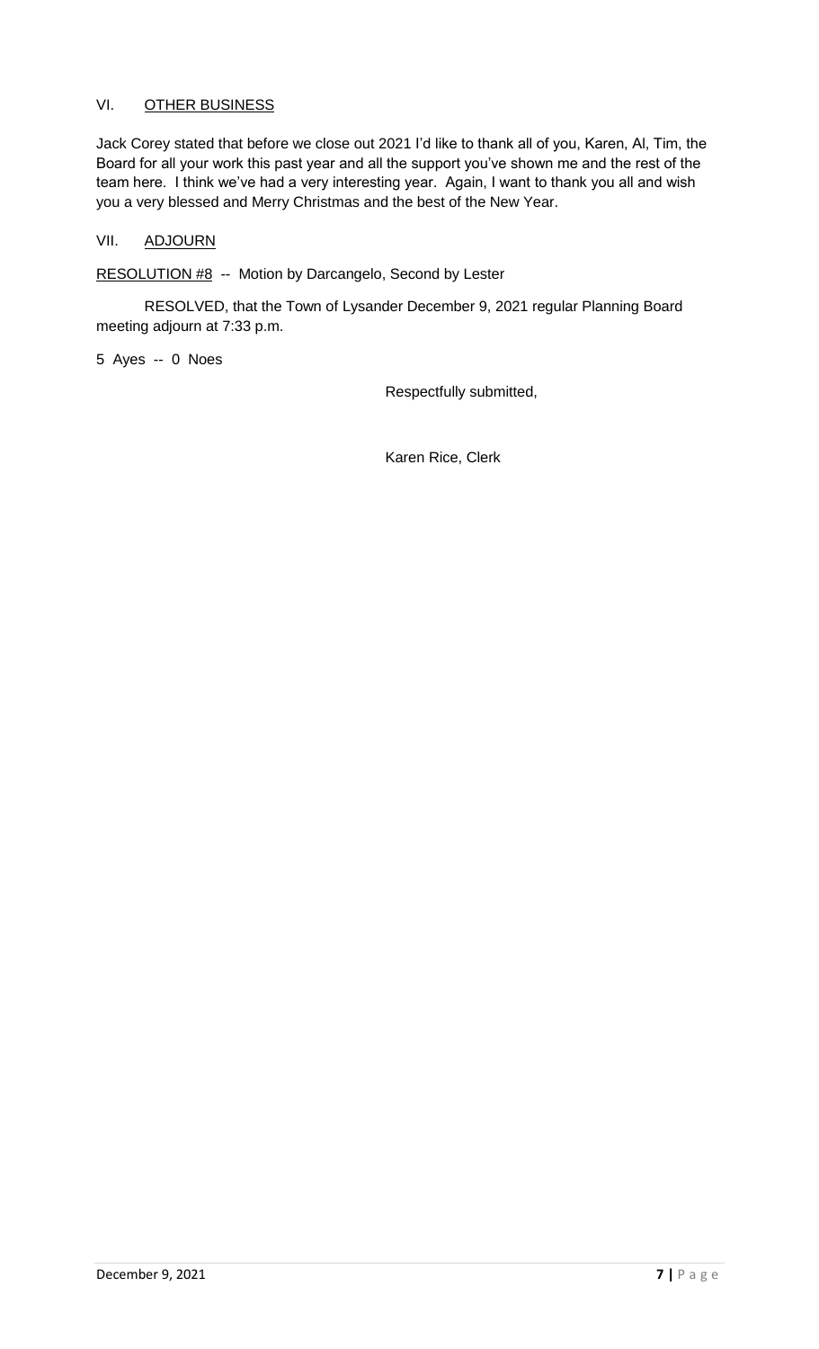## VI. OTHER BUSINESS

Jack Corey stated that before we close out 2021 I'd like to thank all of you, Karen, Al, Tim, the Board for all your work this past year and all the support you've shown me and the rest of the team here. I think we've had a very interesting year. Again, I want to thank you all and wish you a very blessed and Merry Christmas and the best of the New Year.

## VII. ADJOURN

RESOLUTION #8 -- Motion by Darcangelo, Second by Lester

RESOLVED, that the Town of Lysander December 9, 2021 regular Planning Board meeting adjourn at 7:33 p.m.

5 Ayes -- 0 Noes

Respectfully submitted,

Karen Rice, Clerk